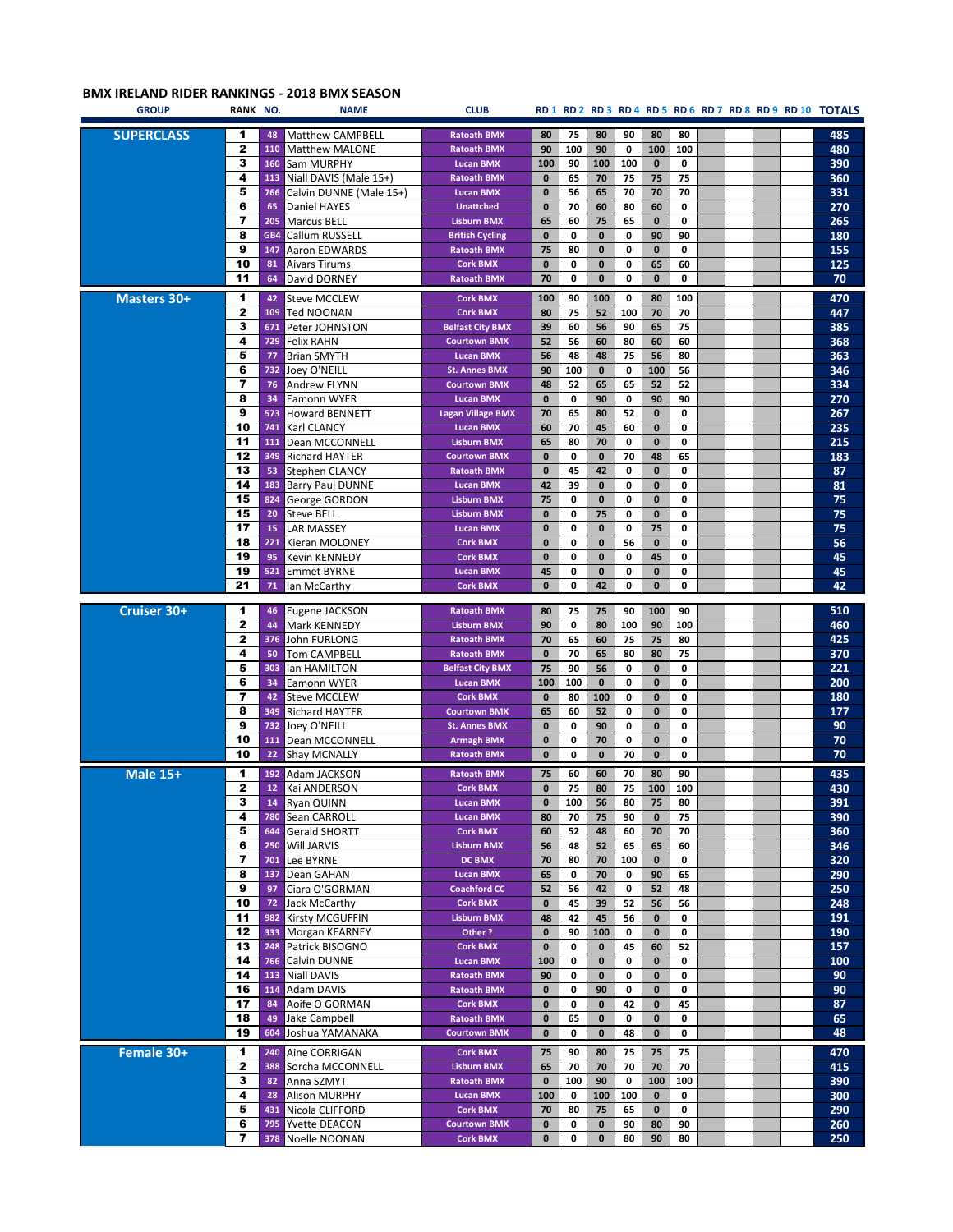# BMX IRELAND RIDER RANKINGS - 2018 BMX SEASON

| GROUP | RANK | NO. | NAME | CLUB | RD 1 | RD 2 | RD 3 | RD 4 | RD 5 | RD 6 | RD 7 | RD 8 | RD 9 | RD 10 | TOTALS |
|---|---|---|---|---|---|---|---|---|---|---|---|---|---|---|---|
| SUPERCLASS | 1 | 48 | Matthew CAMPBELL | Ratoath BMX | 80 | 75 | 80 | 90 | 80 | 80 | | | | | 485 |
| | 2 | 110 | Matthew MALONE | Ratoath BMX | 90 | 100 | 90 | 0 | 100 | 100 | | | | | 480 |
| | 3 | 160 | Sam MURPHY | Lucan BMX | 100 | 90 | 100 | 100 | 0 | 0 | | | | | 390 |
| | 4 | 113 | Niall DAVIS (Male 15+) | Ratoath BMX | 0 | 65 | 70 | 75 | 75 | 75 | | | | | 360 |
| | 5 | 766 | Calvin DUNNE (Male 15+) | Lucan BMX | 0 | 56 | 65 | 70 | 70 | 70 | | | | | 331 |
| | 6 | 65 | Daniel HAYES | Unattched | 0 | 70 | 60 | 80 | 60 | 0 | | | | | 270 |
| | 7 | 205 | Marcus BELL | Lisburn BMX | 65 | 60 | 75 | 65 | 0 | 0 | | | | | 265 |
| | 8 | GB4 | Callum RUSSELL | British Cycling | 0 | 0 | 0 | 0 | 90 | 90 | | | | | 180 |
| | 9 | 147 | Aaron EDWARDS | Ratoath BMX | 75 | 80 | 0 | 0 | 0 | 0 | | | | | 155 |
| | 10 | 81 | Aivars Tirums | Cork BMX | 0 | 0 | 0 | 0 | 65 | 60 | | | | | 125 |
| | 11 | 64 | David DORNEY | Ratoath BMX | 70 | 0 | 0 | 0 | 0 | 0 | | | | | 70 |
| Masters 30+ | 1 | 42 | Steve MCCLEW | Cork BMX | 100 | 90 | 100 | 0 | 80 | 100 | | | | | 470 |
| | 2 | 109 | Ted NOONAN | Cork BMX | 80 | 75 | 52 | 100 | 70 | 70 | | | | | 447 |
| | 3 | 671 | Peter JOHNSTON | Belfast City BMX | 39 | 60 | 56 | 90 | 65 | 75 | | | | | 385 |
| | 4 | 729 | Felix RAHN | Courtown BMX | 52 | 56 | 60 | 80 | 60 | 60 | | | | | 368 |
| | 5 | 77 | Brian SMYTH | Lucan BMX | 56 | 48 | 48 | 75 | 56 | 80 | | | | | 363 |
| | 6 | 732 | Joey O'NEILL | St. Annes BMX | 90 | 100 | 0 | 0 | 100 | 56 | | | | | 346 |
| | 7 | 76 | Andrew FLYNN | Courtown BMX | 48 | 52 | 65 | 65 | 52 | 52 | | | | | 334 |
| | 8 | 34 | Eamonn WYER | Lucan BMX | 0 | 0 | 90 | 0 | 90 | 90 | | | | | 270 |
| | 9 | 573 | Howard BENNETT | Lagan Village BMX | 70 | 65 | 80 | 52 | 0 | 0 | | | | | 267 |
| | 10 | 741 | Karl CLANCY | Lucan BMX | 60 | 70 | 45 | 60 | 0 | 0 | | | | | 235 |
| | 11 | 111 | Dean MCCONNELL | Lisburn BMX | 65 | 80 | 70 | 0 | 0 | 0 | | | | | 215 |
| | 12 | 349 | Richard HAYTER | Courtown BMX | 0 | 0 | 0 | 70 | 48 | 65 | | | | | 183 |
| | 13 | 53 | Stephen CLANCY | Ratoath BMX | 0 | 45 | 42 | 0 | 0 | 0 | | | | | 87 |
| | 14 | 183 | Barry Paul DUNNE | Lucan BMX | 42 | 39 | 0 | 0 | 0 | 0 | | | | | 81 |
| | 15 | 824 | George GORDON | Lisburn BMX | 75 | 0 | 0 | 0 | 0 | 0 | | | | | 75 |
| | 15 | 20 | Steve BELL | Lisburn BMX | 0 | 0 | 75 | 0 | 0 | 0 | | | | | 75 |
| | 17 | 15 | LAR MASSEY | Lucan BMX | 0 | 0 | 0 | 0 | 75 | 0 | | | | | 75 |
| | 18 | 221 | Kieran MOLONEY | Cork BMX | 0 | 0 | 0 | 56 | 0 | 0 | | | | | 56 |
| | 19 | 95 | Kevin KENNEDY | Cork BMX | 0 | 0 | 0 | 0 | 45 | 0 | | | | | 45 |
| | 19 | 521 | Emmet BYRNE | Lucan BMX | 45 | 0 | 0 | 0 | 0 | 0 | | | | | 45 |
| | 21 | 71 | Ian McCarthy | Cork BMX | 0 | 0 | 42 | 0 | 0 | 0 | | | | | 42 |
| Cruiser 30+ | 1 | 46 | Eugene JACKSON | Ratoath BMX | 80 | 75 | 75 | 90 | 100 | 90 | | | | | 510 |
| | 2 | 44 | Mark KENNEDY | Lisburn BMX | 90 | 0 | 80 | 100 | 90 | 100 | | | | | 460 |
| | 2 | 376 | John FURLONG | Ratoath BMX | 70 | 65 | 60 | 75 | 75 | 80 | | | | | 425 |
| | 4 | 50 | Tom CAMPBELL | Ratoath BMX | 0 | 70 | 65 | 80 | 80 | 75 | | | | | 370 |
| | 5 | 303 | Ian HAMILTON | Belfast City BMX | 75 | 90 | 56 | 0 | 0 | 0 | | | | | 221 |
| | 6 | 34 | Eamonn WYER | Lucan BMX | 100 | 100 | 0 | 0 | 0 | 0 | | | | | 200 |
| | 7 | 42 | Steve MCCLEW | Cork BMX | 0 | 80 | 100 | 0 | 0 | 0 | | | | | 180 |
| | 8 | 349 | Richard HAYTER | Courtown BMX | 65 | 60 | 52 | 0 | 0 | 0 | | | | | 177 |
| | 9 | 732 | Joey O'NEILL | St. Annes BMX | 0 | 0 | 90 | 0 | 0 | 0 | | | | | 90 |
| | 10 | 111 | Dean MCCONNELL | Armagh BMX | 0 | 0 | 70 | 0 | 0 | 0 | | | | | 70 |
| | 10 | 22 | Shay MCNALLY | Ratoath BMX | 0 | 0 | 0 | 70 | 0 | 0 | | | | | 70 |
| Male 15+ | 1 | 192 | Adam JACKSON | Ratoath BMX | 75 | 60 | 60 | 70 | 80 | 90 | | | | | 435 |
| | 2 | 12 | Kai ANDERSON | Cork BMX | 0 | 75 | 80 | 75 | 100 | 100 | | | | | 430 |
| | 3 | 14 | Ryan QUINN | Lucan BMX | 0 | 100 | 56 | 80 | 75 | 80 | | | | | 391 |
| | 4 | 780 | Sean CARROLL | Lucan BMX | 80 | 70 | 75 | 90 | 0 | 75 | | | | | 390 |
| | 5 | 644 | Gerald SHORTT | Cork BMX | 60 | 52 | 48 | 60 | 70 | 70 | | | | | 360 |
| | 6 | 250 | Will JARVIS | Lisburn BMX | 56 | 48 | 52 | 65 | 65 | 60 | | | | | 346 |
| | 7 | 701 | Lee BYRNE | DC BMX | 70 | 80 | 70 | 100 | 0 | 0 | | | | | 320 |
| | 8 | 137 | Dean GAHAN | Lucan BMX | 65 | 0 | 70 | 0 | 90 | 65 | | | | | 290 |
| | 9 | 97 | Ciara O'GORMAN | Coachford CC | 52 | 56 | 42 | 0 | 52 | 48 | | | | | 250 |
| | 10 | 72 | Jack McCarthy | Cork BMX | 0 | 45 | 39 | 52 | 56 | 56 | | | | | 248 |
| | 11 | 982 | Kirsty MCGUFFIN | Lisburn BMX | 48 | 42 | 45 | 56 | 0 | 0 | | | | | 191 |
| | 12 | 333 | Morgan KEARNEY | Other ? | 0 | 90 | 100 | 0 | 0 | 0 | | | | | 190 |
| | 13 | 248 | Patrick BISOGNO | Cork BMX | 0 | 0 | 0 | 45 | 60 | 52 | | | | | 157 |
| | 14 | 766 | Calvin DUNNE | Lucan BMX | 100 | 0 | 0 | 0 | 0 | 0 | | | | | 100 |
| | 14 | 113 | Niall DAVIS | Ratoath BMX | 90 | 0 | 0 | 0 | 0 | 0 | | | | | 90 |
| | 16 | 114 | Adam DAVIS | Ratoath BMX | 0 | 0 | 90 | 0 | 0 | 0 | | | | | 90 |
| | 17 | 84 | Aoife O GORMAN | Cork BMX | 0 | 0 | 0 | 42 | 0 | 45 | | | | | 87 |
| | 18 | 49 | Jake Campbell | Ratoath BMX | 0 | 65 | 0 | 0 | 0 | 0 | | | | | 65 |
| | 19 | 604 | Joshua YAMANAKA | Courtown BMX | 0 | 0 | 0 | 48 | 0 | 0 | | | | | 48 |
| Female 30+ | 1 | 240 | Aine CORRIGAN | Cork BMX | 75 | 90 | 80 | 75 | 75 | 75 | | | | | 470 |
| | 2 | 388 | Sorcha MCCONNELL | Lisburn BMX | 65 | 70 | 70 | 70 | 70 | 70 | | | | | 415 |
| | 3 | 82 | Anna SZMYT | Ratoath BMX | 0 | 100 | 90 | 0 | 100 | 100 | | | | | 390 |
| | 4 | 28 | Alison MURPHY | Lucan BMX | 100 | 0 | 100 | 100 | 0 | 0 | | | | | 300 |
| | 5 | 431 | Nicola CLIFFORD | Cork BMX | 70 | 80 | 75 | 65 | 0 | 0 | | | | | 290 |
| | 6 | 795 | Yvette DEACON | Courtown BMX | 0 | 0 | 0 | 90 | 80 | 90 | | | | | 260 |
| | 7 | 378 | Noelle NOONAN | Cork BMX | 0 | 0 | 0 | 80 | 90 | 80 | | | | | 250 |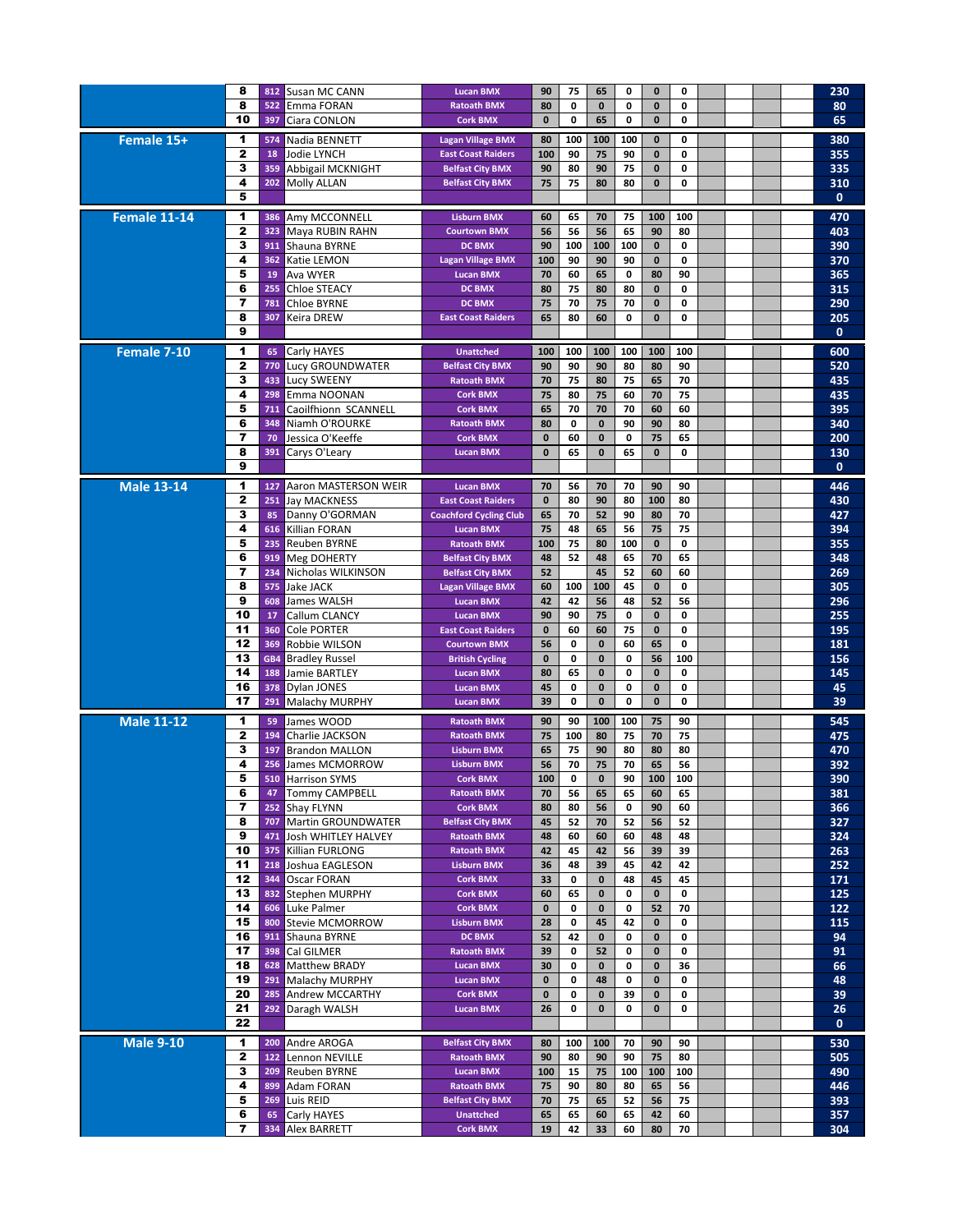| Category | Pos | No. | Name | Club | R1 | R2 | R3 | R4 | R5 | R6 | | | | | Total |
|---|---|---|---|---|---|---|---|---|---|---|---|---|---|---|---|
| | 8 | 812 | Susan MC CANN | Lucan BMX | 90 | 75 | 65 | 0 | 0 | 0 | | | | | 230 |
| | 8 | 522 | Emma FORAN | Ratoath BMX | 80 | 0 | 0 | 0 | 0 | 0 | | | | | 80 |
| | 10 | 397 | Ciara CONLON | Cork BMX | 0 | 0 | 65 | 0 | 0 | 0 | | | | | 65 |
| **Female 15+** | 1 | 574 | Nadia BENNETT | Lagan Village BMX | 80 | 100 | 100 | 100 | 0 | 0 | | | | | 380 |
| | 2 | 18 | Jodie LYNCH | East Coast Raiders | 100 | 90 | 75 | 90 | 0 | 0 | | | | | 355 |
| | 3 | 359 | Abbigail MCKNIGHT | Belfast City BMX | 90 | 80 | 90 | 75 | 0 | 0 | | | | | 335 |
| | 4 | 202 | Molly ALLAN | Belfast City BMX | 75 | 75 | 80 | 80 | 0 | 0 | | | | | 310 |
| | 5 | | | | | | | | | | | | | | 0 |
| **Female 11-14** | 1 | 386 | Amy MCCONNELL | Lisburn BMX | 60 | 65 | 70 | 75 | 100 | 100 | | | | | 470 |
| | 2 | 323 | Maya RUBIN RAHN | Courtown BMX | 56 | 56 | 56 | 65 | 90 | 80 | | | | | 403 |
| | 3 | 911 | Shauna BYRNE | DC BMX | 90 | 100 | 100 | 100 | 0 | 0 | | | | | 390 |
| | 4 | 362 | Katie LEMON | Lagan Village BMX | 100 | 90 | 90 | 90 | 0 | 0 | | | | | 370 |
| | 5 | 19 | Ava WYER | Lucan BMX | 70 | 60 | 65 | 0 | 80 | 90 | | | | | 365 |
| | 6 | 255 | Chloe STEACY | DC BMX | 80 | 75 | 80 | 80 | 0 | 0 | | | | | 315 |
| | 7 | 781 | Chloe BYRNE | DC BMX | 75 | 70 | 75 | 70 | 0 | 0 | | | | | 290 |
| | 8 | 307 | Keira DREW | East Coast Raiders | 65 | 80 | 60 | 0 | 0 | 0 | | | | | 205 |
| | 9 | | | | | | | | | | | | | | 0 |
| **Female 7-10** | 1 | 65 | Carly HAYES | Unattched | 100 | 100 | 100 | 100 | 100 | 100 | | | | | 600 |
| | 2 | 770 | Lucy GROUNDWATER | Belfast City BMX | 90 | 90 | 90 | 80 | 80 | 90 | | | | | 520 |
| | 3 | 433 | Lucy SWEENY | Ratoath BMX | 70 | 75 | 80 | 75 | 65 | 70 | | | | | 435 |
| | 4 | 298 | Emma NOONAN | Cork BMX | 75 | 80 | 75 | 60 | 70 | 75 | | | | | 435 |
| | 5 | 711 | Caoilfhionn SCANNELL | Cork BMX | 65 | 70 | 70 | 70 | 60 | 60 | | | | | 395 |
| | 6 | 348 | Niamh O'ROURKE | Ratoath BMX | 80 | 0 | 0 | 90 | 90 | 80 | | | | | 340 |
| | 7 | 70 | Jessica O'Keeffe | Cork BMX | 0 | 60 | 0 | 0 | 75 | 65 | | | | | 200 |
| | 8 | 391 | Carys O'Leary | Lucan BMX | 0 | 65 | 0 | 65 | 0 | 0 | | | | | 130 |
| | 9 | | | | | | | | | | | | | | 0 |
| **Male 13-14** | 1 | 127 | Aaron MASTERSON WEIR | Lucan BMX | 70 | 56 | 70 | 70 | 90 | 90 | | | | | 446 |
| | 2 | 251 | Jay MACKNESS | East Coast Raiders | 0 | 80 | 90 | 80 | 100 | 80 | | | | | 430 |
| | 3 | 85 | Danny O'GORMAN | Coachford Cycling Club | 65 | 70 | 52 | 90 | 80 | 70 | | | | | 427 |
| | 4 | 616 | Killian FORAN | Lucan BMX | 75 | 48 | 65 | 56 | 75 | 75 | | | | | 394 |
| | 5 | 235 | Reuben BYRNE | Ratoath BMX | 100 | 75 | 80 | 100 | 0 | 0 | | | | | 355 |
| | 6 | 919 | Meg DOHERTY | Belfast City BMX | 48 | 52 | 48 | 65 | 70 | 65 | | | | | 348 |
| | 7 | 234 | Nicholas WILKINSON | Belfast City BMX | 52 | | 45 | 52 | 60 | 60 | | | | | 269 |
| | 8 | 575 | Jake JACK | Lagan Village BMX | 60 | 100 | 100 | 45 | 0 | 0 | | | | | 305 |
| | 9 | 608 | James WALSH | Lucan BMX | 42 | 42 | 56 | 48 | 52 | 56 | | | | | 296 |
| | 10 | 17 | Callum CLANCY | Lucan BMX | 90 | 90 | 75 | 0 | 0 | 0 | | | | | 255 |
| | 11 | 360 | Cole PORTER | East Coast Raiders | 0 | 60 | 60 | 75 | 0 | 0 | | | | | 195 |
| | 12 | 369 | Robbie WILSON | Courtown BMX | 56 | 0 | 0 | 60 | 65 | 0 | | | | | 181 |
| | 13 | GB4 | Bradley Russel | British Cycling | 0 | 0 | 0 | 0 | 56 | 100 | | | | | 156 |
| | 14 | 188 | Jamie BARTLEY | Lucan BMX | 80 | 65 | 0 | 0 | 0 | 0 | | | | | 145 |
| | 16 | 378 | Dylan JONES | Lucan BMX | 45 | 0 | 0 | 0 | 0 | 0 | | | | | 45 |
| | 17 | 291 | Malachy MURPHY | Lucan BMX | 39 | 0 | 0 | 0 | 0 | 0 | | | | | 39 |
| **Male 11-12** | 1 | 59 | James WOOD | Ratoath BMX | 90 | 90 | 100 | 100 | 75 | 90 | | | | | 545 |
| | 2 | 194 | Charlie JACKSON | Ratoath BMX | 75 | 100 | 80 | 75 | 70 | 75 | | | | | 475 |
| | 3 | 197 | Brandon MALLON | Lisburn BMX | 65 | 75 | 90 | 80 | 80 | 80 | | | | | 470 |
| | 4 | 256 | James MCMORROW | Lisburn BMX | 56 | 70 | 75 | 70 | 65 | 56 | | | | | 392 |
| | 5 | 510 | Harrison SYMS | Cork BMX | 100 | 0 | 0 | 90 | 100 | 100 | | | | | 390 |
| | 6 | 47 | Tommy CAMPBELL | Ratoath BMX | 70 | 56 | 65 | 65 | 60 | 65 | | | | | 381 |
| | 7 | 252 | Shay FLYNN | Cork BMX | 80 | 80 | 56 | 0 | 90 | 60 | | | | | 366 |
| | 8 | 707 | Martin GROUNDWATER | Belfast City BMX | 45 | 52 | 70 | 52 | 56 | 52 | | | | | 327 |
| | 9 | 471 | Josh WHITLEY HALVEY | Ratoath BMX | 48 | 60 | 60 | 60 | 48 | 48 | | | | | 324 |
| | 10 | 375 | Killian FURLONG | Ratoath BMX | 42 | 45 | 42 | 56 | 39 | 39 | | | | | 263 |
| | 11 | 218 | Joshua EAGLESON | Lisburn BMX | 36 | 48 | 39 | 45 | 42 | 42 | | | | | 252 |
| | 12 | 344 | Oscar FORAN | Cork BMX | 33 | 0 | 0 | 48 | 45 | 45 | | | | | 171 |
| | 13 | 832 | Stephen MURPHY | Cork BMX | 60 | 65 | 0 | 0 | 0 | 0 | | | | | 125 |
| | 14 | 606 | Luke Palmer | Cork BMX | 0 | 0 | 0 | 0 | 52 | 70 | | | | | 122 |
| | 15 | 800 | Stevie MCMORROW | Lisburn BMX | 28 | 0 | 45 | 42 | 0 | 0 | | | | | 115 |
| | 16 | 911 | Shauna BYRNE | DC BMX | 52 | 42 | 0 | 0 | 0 | 0 | | | | | 94 |
| | 17 | 398 | Cal GILMER | Ratoath BMX | 39 | 0 | 52 | 0 | 0 | 0 | | | | | 91 |
| | 18 | 628 | Matthew BRADY | Lucan BMX | 30 | 0 | 0 | 0 | 0 | 36 | | | | | 66 |
| | 19 | 291 | Malachy MURPHY | Lucan BMX | 0 | 0 | 48 | 0 | 0 | 0 | | | | | 48 |
| | 20 | 285 | Andrew MCCARTHY | Cork BMX | 0 | 0 | 0 | 39 | 0 | 0 | | | | | 39 |
| | 21 | 292 | Daragh WALSH | Lucan BMX | 26 | 0 | 0 | 0 | 0 | 0 | | | | | 26 |
| | 22 | | | | | | | | | | | | | | 0 |
| **Male 9-10** | 1 | 200 | Andre AROGA | Belfast City BMX | 80 | 100 | 100 | 70 | 90 | 90 | | | | | 530 |
| | 2 | 122 | Lennon NEVILLE | Ratoath BMX | 90 | 80 | 90 | 90 | 75 | 80 | | | | | 505 |
| | 3 | 209 | Reuben BYRNE | Lucan BMX | 100 | 15 | 75 | 100 | 100 | 100 | | | | | 490 |
| | 4 | 899 | Adam FORAN | Ratoath BMX | 75 | 90 | 80 | 80 | 65 | 56 | | | | | 446 |
| | 5 | 269 | Luis REID | Belfast City BMX | 70 | 75 | 65 | 52 | 56 | 75 | | | | | 393 |
| | 6 | 65 | Carly HAYES | Unattched | 65 | 65 | 60 | 65 | 42 | 60 | | | | | 357 |
| | 7 | 334 | Alex BARRETT | Cork BMX | 19 | 42 | 33 | 60 | 80 | 70 | | | | | 304 |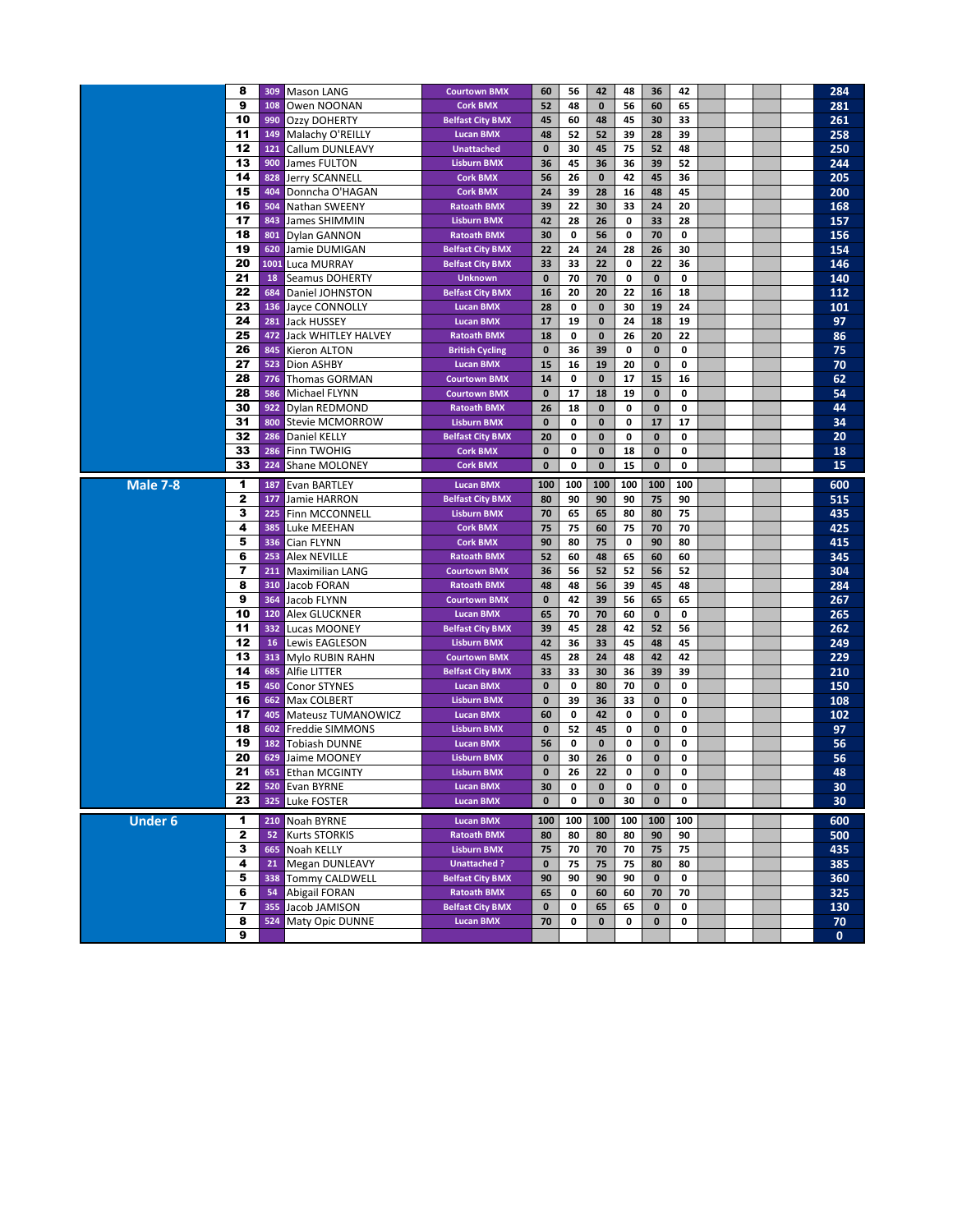| | | | | | | | | | | | | | | | |
|---|---|---|---|---|---|---|---|---|---|---|---|---|---|---|---|
| | 8 | 309 | Mason LANG | Courtown BMX | 60 | 56 | 42 | 48 | 36 | 42 | | | | | 284 |
| | 9 | 108 | Owen NOONAN | Cork BMX | 52 | 48 | 0 | 56 | 60 | 65 | | | | | 281 |
| | 10 | 990 | Ozzy DOHERTY | Belfast City BMX | 45 | 60 | 48 | 45 | 30 | 33 | | | | | 261 |
| | 11 | 149 | Malachy O'REILLY | Lucan BMX | 48 | 52 | 52 | 39 | 28 | 39 | | | | | 258 |
| | 12 | 121 | Callum DUNLEAVY | Unattached | 0 | 30 | 45 | 75 | 52 | 48 | | | | | 250 |
| | 13 | 900 | James FULTON | Lisburn BMX | 36 | 45 | 36 | 36 | 39 | 52 | | | | | 244 |
| | 14 | 828 | Jerry SCANNELL | Cork BMX | 56 | 26 | 0 | 42 | 45 | 36 | | | | | 205 |
| | 15 | 404 | Donncha O'HAGAN | Cork BMX | 24 | 39 | 28 | 16 | 48 | 45 | | | | | 200 |
| | 16 | 504 | Nathan SWEENY | Ratoath BMX | 39 | 22 | 30 | 33 | 24 | 20 | | | | | 168 |
| | 17 | 843 | James SHIMMIN | Lisburn BMX | 42 | 28 | 26 | 0 | 33 | 28 | | | | | 157 |
| | 18 | 801 | Dylan GANNON | Ratoath BMX | 30 | 0 | 56 | 0 | 70 | 0 | | | | | 156 |
| | 19 | 620 | Jamie DUMIGAN | Belfast City BMX | 22 | 24 | 24 | 28 | 26 | 30 | | | | | 154 |
| | 20 | 1001 | Luca MURRAY | Belfast City BMX | 33 | 33 | 22 | 0 | 22 | 36 | | | | | 146 |
| | 21 | 18 | Seamus DOHERTY | Unknown | 0 | 70 | 70 | 0 | 0 | 0 | | | | | 140 |
| | 22 | 684 | Daniel JOHNSTON | Belfast City BMX | 16 | 20 | 20 | 22 | 16 | 18 | | | | | 112 |
| | 23 | 136 | Jayce CONNOLLY | Lucan BMX | 28 | 0 | 0 | 30 | 19 | 24 | | | | | 101 |
| | 24 | 281 | Jack HUSSEY | Lucan BMX | 17 | 19 | 0 | 24 | 18 | 19 | | | | | 97 |
| | 25 | 472 | Jack WHITLEY HALVEY | Ratoath BMX | 18 | 0 | 0 | 26 | 20 | 22 | | | | | 86 |
| | 26 | 845 | Kieron ALTON | British Cycling | 0 | 36 | 39 | 0 | 0 | 0 | | | | | 75 |
| | 27 | 523 | Dion ASHBY | Lucan BMX | 15 | 16 | 19 | 20 | 0 | 0 | | | | | 70 |
| | 28 | 776 | Thomas GORMAN | Courtown BMX | 14 | 0 | 0 | 17 | 15 | 16 | | | | | 62 |
| | 28 | 586 | Michael FLYNN | Courtown BMX | 0 | 17 | 18 | 19 | 0 | 0 | | | | | 54 |
| | 30 | 922 | Dylan REDMOND | Ratoath BMX | 26 | 18 | 0 | 0 | 0 | 0 | | | | | 44 |
| | 31 | 800 | Stevie MCMORROW | Lisburn BMX | 0 | 0 | 0 | 0 | 17 | 17 | | | | | 34 |
| | 32 | 286 | Daniel KELLY | Belfast City BMX | 20 | 0 | 0 | 0 | 0 | 0 | | | | | 20 |
| | 33 | 286 | Finn TWOHIG | Cork BMX | 0 | 0 | 0 | 18 | 0 | 0 | | | | | 18 |
| | 33 | 224 | Shane MOLONEY | Cork BMX | 0 | 0 | 0 | 15 | 0 | 0 | | | | | 15 |
| **Male 7-8** | 1 | 187 | Evan BARTLEY | Lucan BMX | 100 | 100 | 100 | 100 | 100 | 100 | | | | | 600 |
| | 2 | 177 | Jamie HARRON | Belfast City BMX | 80 | 90 | 90 | 90 | 75 | 90 | | | | | 515 |
| | 3 | 225 | Finn MCCONNELL | Lisburn BMX | 70 | 65 | 65 | 80 | 80 | 75 | | | | | 435 |
| | 4 | 385 | Luke MEEHAN | Cork BMX | 75 | 75 | 60 | 75 | 70 | 70 | | | | | 425 |
| | 5 | 336 | Cian FLYNN | Cork BMX | 90 | 80 | 75 | 0 | 90 | 80 | | | | | 415 |
| | 6 | 253 | Alex NEVILLE | Ratoath BMX | 52 | 60 | 48 | 65 | 60 | 60 | | | | | 345 |
| | 7 | 211 | Maximilian LANG | Courtown BMX | 36 | 56 | 52 | 52 | 56 | 52 | | | | | 304 |
| | 8 | 310 | Jacob FORAN | Ratoath BMX | 48 | 48 | 56 | 39 | 45 | 48 | | | | | 284 |
| | 9 | 364 | Jacob FLYNN | Courtown BMX | 0 | 42 | 39 | 56 | 65 | 65 | | | | | 267 |
| | 10 | 120 | Alex GLUCKNER | Lucan BMX | 65 | 70 | 70 | 60 | 0 | 0 | | | | | 265 |
| | 11 | 332 | Lucas MOONEY | Belfast City BMX | 39 | 45 | 28 | 42 | 52 | 56 | | | | | 262 |
| | 12 | 16 | Lewis EAGLESON | Lisburn BMX | 42 | 36 | 33 | 45 | 48 | 45 | | | | | 249 |
| | 13 | 313 | Mylo RUBIN RAHN | Courtown BMX | 45 | 28 | 24 | 48 | 42 | 42 | | | | | 229 |
| | 14 | 685 | Alfie LITTER | Belfast City BMX | 33 | 33 | 30 | 36 | 39 | 39 | | | | | 210 |
| | 15 | 450 | Conor STYNES | Lucan BMX | 0 | 0 | 80 | 70 | 0 | 0 | | | | | 150 |
| | 16 | 662 | Max COLBERT | Lisburn BMX | 0 | 39 | 36 | 33 | 0 | 0 | | | | | 108 |
| | 17 | 405 | Mateusz TUMANOWICZ | Lucan BMX | 60 | 0 | 42 | 0 | 0 | 0 | | | | | 102 |
| | 18 | 602 | Freddie SIMMONS | Lisburn BMX | 0 | 52 | 45 | 0 | 0 | 0 | | | | | 97 |
| | 19 | 182 | Tobiash DUNNE | Lucan BMX | 56 | 0 | 0 | 0 | 0 | 0 | | | | | 56 |
| | 20 | 629 | Jaime MOONEY | Lisburn BMX | 0 | 30 | 26 | 0 | 0 | 0 | | | | | 56 |
| | 21 | 651 | Ethan MCGINTY | Lisburn BMX | 0 | 26 | 22 | 0 | 0 | 0 | | | | | 48 |
| | 22 | 520 | Evan BYRNE | Lucan BMX | 30 | 0 | 0 | 0 | 0 | 0 | | | | | 30 |
| | 23 | 325 | Luke FOSTER | Lucan BMX | 0 | 0 | 0 | 30 | 0 | 0 | | | | | 30 |
| **Under 6** | 1 | 210 | Noah BYRNE | Lucan BMX | 100 | 100 | 100 | 100 | 100 | 100 | | | | | 600 |
| | 2 | 52 | Kurts STORKIS | Ratoath BMX | 80 | 80 | 80 | 80 | 90 | 90 | | | | | 500 |
| | 3 | 665 | Noah KELLY | Lisburn BMX | 75 | 70 | 70 | 70 | 75 | 75 | | | | | 435 |
| | 4 | 21 | Megan DUNLEAVY | Unattached ? | 0 | 75 | 75 | 75 | 80 | 80 | | | | | 385 |
| | 5 | 338 | Tommy CALDWELL | Belfast City BMX | 90 | 90 | 90 | 90 | 0 | 0 | | | | | 360 |
| | 6 | 54 | Abigail FORAN | Ratoath BMX | 65 | 0 | 60 | 60 | 70 | 70 | | | | | 325 |
| | 7 | 355 | Jacob JAMISON | Belfast City BMX | 0 | 0 | 65 | 65 | 0 | 0 | | | | | 130 |
| | 8 | 524 | Maty Opic DUNNE | Lucan BMX | 70 | 0 | 0 | 0 | 0 | 0 | | | | | 70 |
| | 9 | | | | | | | | | | | | | | 0 |